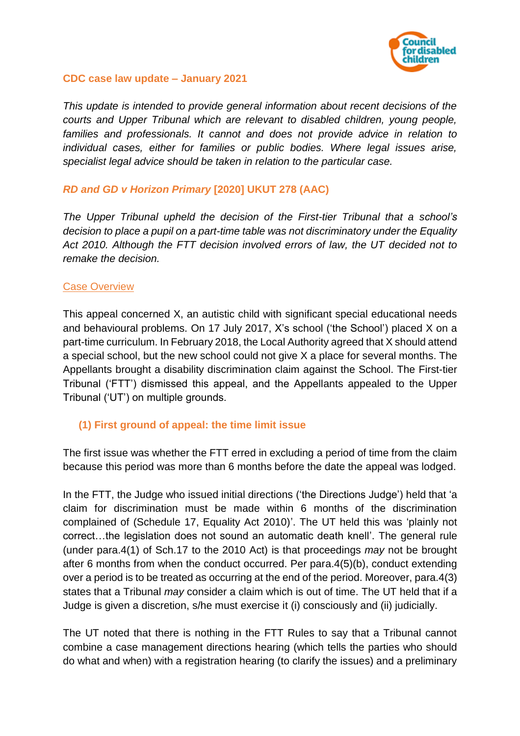## CDC case law update – January 2021

*This update is intended to provide general information about recent decisions of the courts and Upper Tribunal which are relevant to disabled children, young people, families and professionals. It cannot and does not provide advice in relation to individual cases, either for families or public bodies. Where legal issues arise, specialist legal advice should be taken in relation to the particular case.*

### *RD and GD v Horizon Primary* [2020] UKUT 278 (AAC)

*The Upper Tribunal upheld the decision of the First-tier Tribunal that a school's decision to place a pupil on a part-time table was not discriminatory under the Equality Act 2010. Although the FTT decision involved errors of law, the UT decided not to remake the decision.*

Case Overview

This appeal concerned X, an autistic child with significant special educational needs and behavioural problems. On 17 July 2017, X's school ('the School') placed X on a part-time curriculum. In February 2018, the Local Authority agreed that X should attend a special school, but the new school could not give X a place for several months. The Appellants brought a disability discrimination claim against the School. The First-tier Tribunal ('FTT') dismissed this appeal, and the Appellants appealed to the Upper Tribunal ('UT') on multiple grounds.

#### (1) First ground of appeal: the time limit issue

The first issue was whether the FTT erred in excluding a period of time from the claim because this period was more than 6 months before the date the appeal was lodged.

In the FTT, the Judge who issued initial directions ('the Directions Judge') held that 'a claim for discrimination must be made within 6 months of the discrimination complained of (Schedule 17, Equality Act 2010)'. The UT held this was 'plainly not correct…the legislation does not sound an automatic death knell'. The general rule (under para.4(1) of Sch.17 to the 2010 Act) is that proceedings *may* not be brought after 6 months from when the conduct occurred. Per para.4(5)(b), conduct extending over a period is to be treated as occurring at the end of the period. Moreover, para.4(3) states that a Tribunal *may* consider a claim which is out of time. The UT held that if a Judge is given a discretion, s/he must exercise it (i) consciously and (ii) judicially.

The UT noted that there is nothing in the FTT Rules to say that a Tribunal cannot combine a case management directions hearing (which tells the parties who should do what and when) with a registration hearing (to clarify the issues) and a preliminary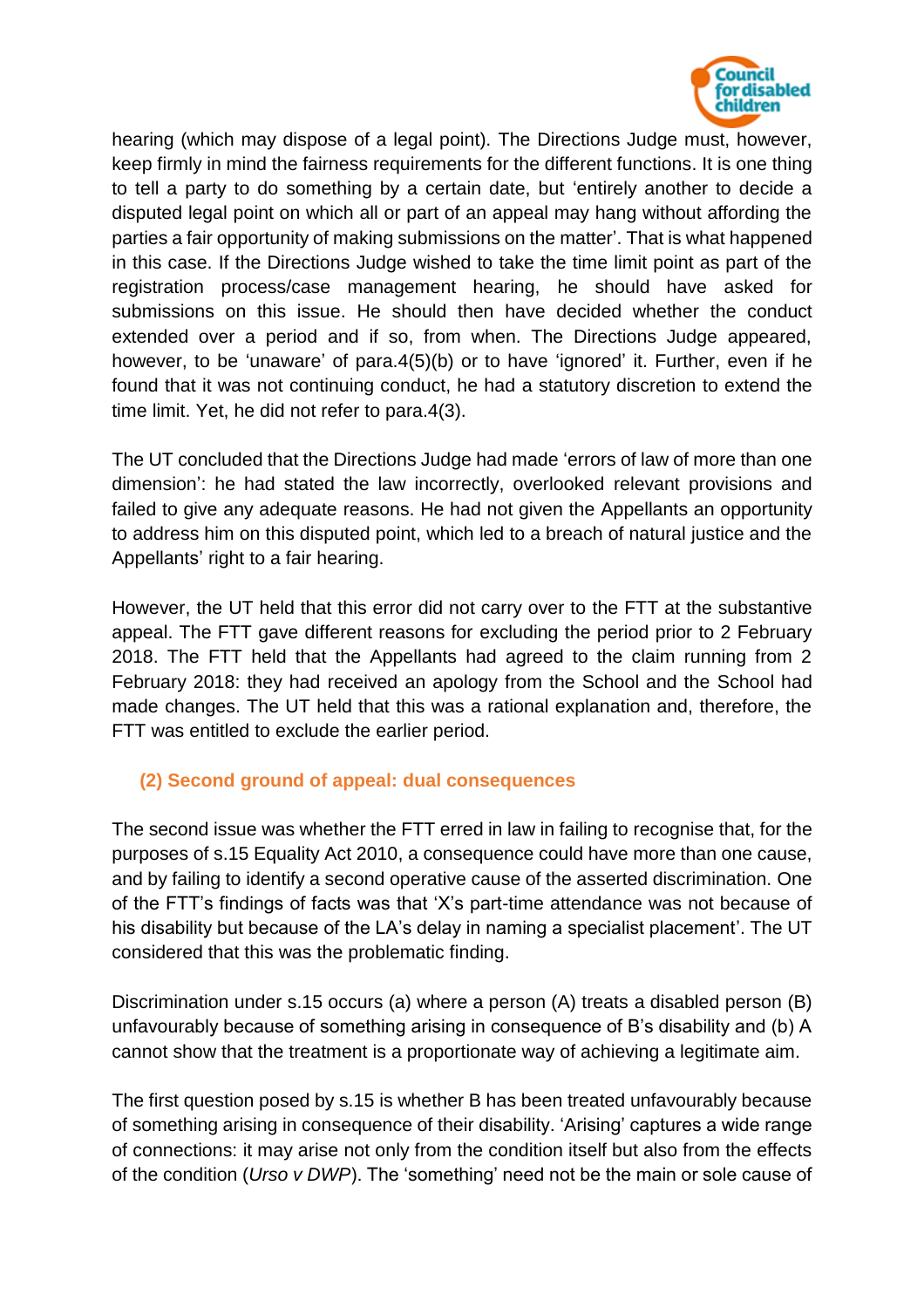hearing (which may dispose of a legal point). The Directions Judge must, however, keep firmly in mind the fairness requirements for the different functions. It is one thing to tell a party to do something by a certain date, but 'entirely another to decide a disputed legal point on which all or part of an appeal may hang without affording the parties a fair opportunity of making submissions on the matter'. That is what happened in this case. If the Directions Judge wished to take the time limit point as part of the registration process/case management hearing, he should have asked for submissions on this issue. He should then have decided whether the conduct extended over a period and if so, from when. The Directions Judge appeared, however, to be 'unaware' of para.4(5)(b) or to have 'ignored' it. Further, even if he found that it was not continuing conduct, he had a statutory discretion to extend the time limit. Yet, he did not refer to para.4(3).

The UT concluded that the Directions Judge had made 'errors of law of more than one dimension': he had stated the law incorrectly, overlooked relevant provisions and failed to give any adequate reasons. He had not given the Appellants an opportunity to address him on this disputed point, which led to a breach of natural justice and the Appellants' right to a fair hearing.

However, the UT held that this error did not carry over to the FTT at the substantive appeal. The FTT gave different reasons for excluding the period prior to 2 February 2018. The FTT held that the Appellants had agreed to the claim running from 2 February 2018: they had received an apology from the School and the School had made changes. The UT held that this was a rational explanation and, therefore, the FTT was entitled to exclude the earlier period.

### (2) Second ground of appeal: dual consequences

The second issue was whether the FTT erred in law in failing to recognise that, for the purposes of s.15 Equality Act 2010, a consequence could have more than one cause, and by failing to identify a second operative cause of the asserted discrimination. One of the FTT's findings of facts was that 'X's part-time attendance was not because of his disability but because of the LA's delay in naming a specialist placement'. The UT considered that this was the problematic finding.

Discrimination under s.15 occurs (a) where a person (A) treats a disabled person (B) unfavourably because of something arising in consequence of B's disability and (b) A cannot show that the treatment is a proportionate way of achieving a legitimate aim.

The first question posed by s.15 is whether B has been treated unfavourably because of something arising in consequence of their disability. 'Arising' captures a wide range of connections: it may arise not only from the condition itself but also from the effects of the condition (*Urso v DWP*). The 'something' need not be the main or sole cause of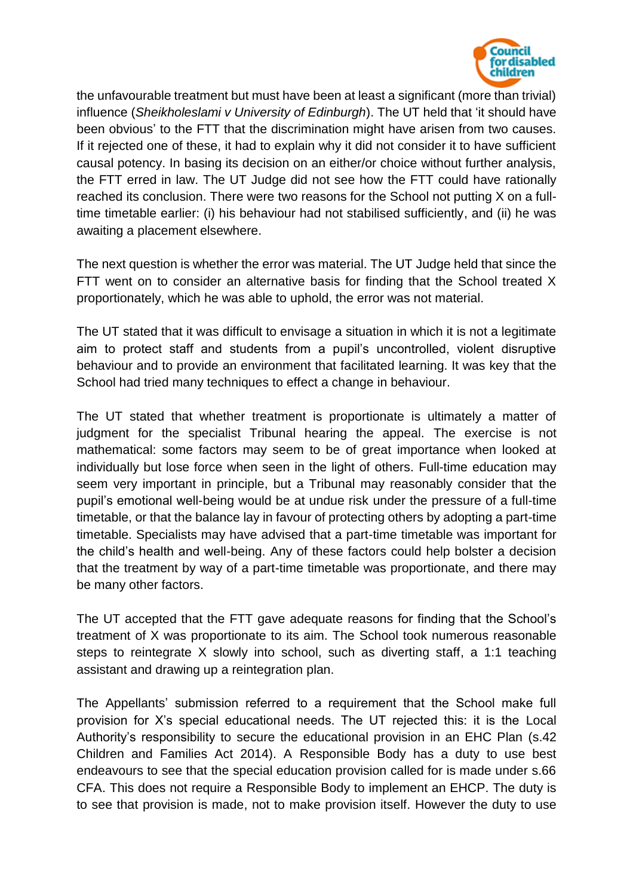the unfavourable treatment but must have been at least a significant (more than trivial) influence (*Sheikholeslami v University of Edinburgh*). The UT held that 'it should have been obvious' to the FTT that the discrimination might have arisen from two causes. If it rejected one of these, it had to explain why it did not consider it to have sufficient causal potency. In basing its decision on an either/or choice without further analysis, the FTT erred in law. The UT Judge did not see how the FTT could have rationally reached its conclusion. There were two reasons for the School not putting X on a full-time timetable earlier: (i) his behaviour had not stabilised sufficiently, and (ii) he was awaiting a placement elsewhere.

The next question is whether the error was material. The UT Judge held that since the FTT went on to consider an alternative basis for finding that the School treated X proportionately, which he was able to uphold, the error was not material.

The UT stated that it was difficult to envisage a situation in which it is not a legitimate aim to protect staff and students from a pupil's uncontrolled, violent disruptive behaviour and to provide an environment that facilitated learning. It was key that the School had tried many techniques to effect a change in behaviour.

The UT stated that whether treatment is proportionate is ultimately a matter of judgment for the specialist Tribunal hearing the appeal. The exercise is not mathematical: some factors may seem to be of great importance when looked at individually but lose force when seen in the light of others. Full-time education may seem very important in principle, but a Tribunal may reasonably consider that the pupil's emotional well-being would be at undue risk under the pressure of a full-time timetable, or that the balance lay in favour of protecting others by adopting a part-time timetable. Specialists may have advised that a part-time timetable was important for the child's health and well-being. Any of these factors could help bolster a decision that the treatment by way of a part-time timetable was proportionate, and there may be many other factors.

The UT accepted that the FTT gave adequate reasons for finding that the School's treatment of X was proportionate to its aim. The School took numerous reasonable steps to reintegrate X slowly into school, such as diverting staff, a 1:1 teaching assistant and drawing up a reintegration plan.

The Appellants' submission referred to a requirement that the School make full provision for X's special educational needs. The UT rejected this: it is the Local Authority's responsibility to secure the educational provision in an EHC Plan (s.42 Children and Families Act 2014). A Responsible Body has a duty to use best endeavours to see that the special education provision called for is made under s.66 CFA. This does not require a Responsible Body to implement an EHCP. The duty is to see that provision is made, not to make provision itself. However the duty to use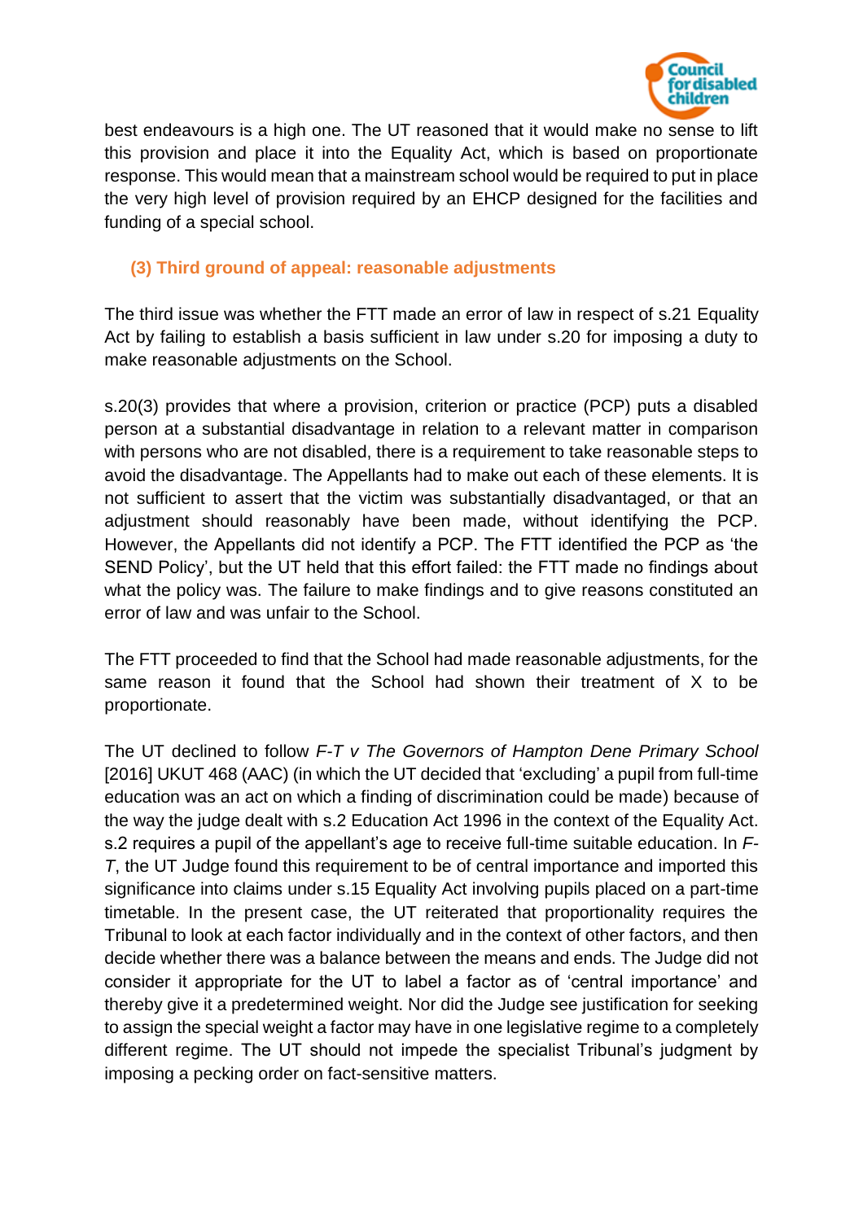best endeavours is a high one. The UT reasoned that it would make no sense to lift this provision and place it into the Equality Act, which is based on proportionate response. This would mean that a mainstream school would be required to put in place the very high level of provision required by an EHCP designed for the facilities and funding of a special school.

### (3) Third ground of appeal: reasonable adjustments

The third issue was whether the FTT made an error of law in respect of s.21 Equality Act by failing to establish a basis sufficient in law under s.20 for imposing a duty to make reasonable adjustments on the School.

s.20(3) provides that where a provision, criterion or practice (PCP) puts a disabled person at a substantial disadvantage in relation to a relevant matter in comparison with persons who are not disabled, there is a requirement to take reasonable steps to avoid the disadvantage. The Appellants had to make out each of these elements. It is not sufficient to assert that the victim was substantially disadvantaged, or that an adjustment should reasonably have been made, without identifying the PCP. However, the Appellants did not identify a PCP. The FTT identified the PCP as 'the SEND Policy', but the UT held that this effort failed: the FTT made no findings about what the policy was. The failure to make findings and to give reasons constituted an error of law and was unfair to the School.

The FTT proceeded to find that the School had made reasonable adjustments, for the same reason it found that the School had shown their treatment of X to be proportionate.

The UT declined to follow *F-T v The Governors of Hampton Dene Primary School* [2016] UKUT 468 (AAC) (in which the UT decided that 'excluding' a pupil from full-time education was an act on which a finding of discrimination could be made) because of the way the judge dealt with s.2 Education Act 1996 in the context of the Equality Act. s.2 requires a pupil of the appellant's age to receive full-time suitable education. In *F-T*, the UT Judge found this requirement to be of central importance and imported this significance into claims under s.15 Equality Act involving pupils placed on a part-time timetable. In the present case, the UT reiterated that proportionality requires the Tribunal to look at each factor individually and in the context of other factors, and then decide whether there was a balance between the means and ends. The Judge did not consider it appropriate for the UT to label a factor as of 'central importance' and thereby give it a predetermined weight. Nor did the Judge see justification for seeking to assign the special weight a factor may have in one legislative regime to a completely different regime. The UT should not impede the specialist Tribunal's judgment by imposing a pecking order on fact-sensitive matters.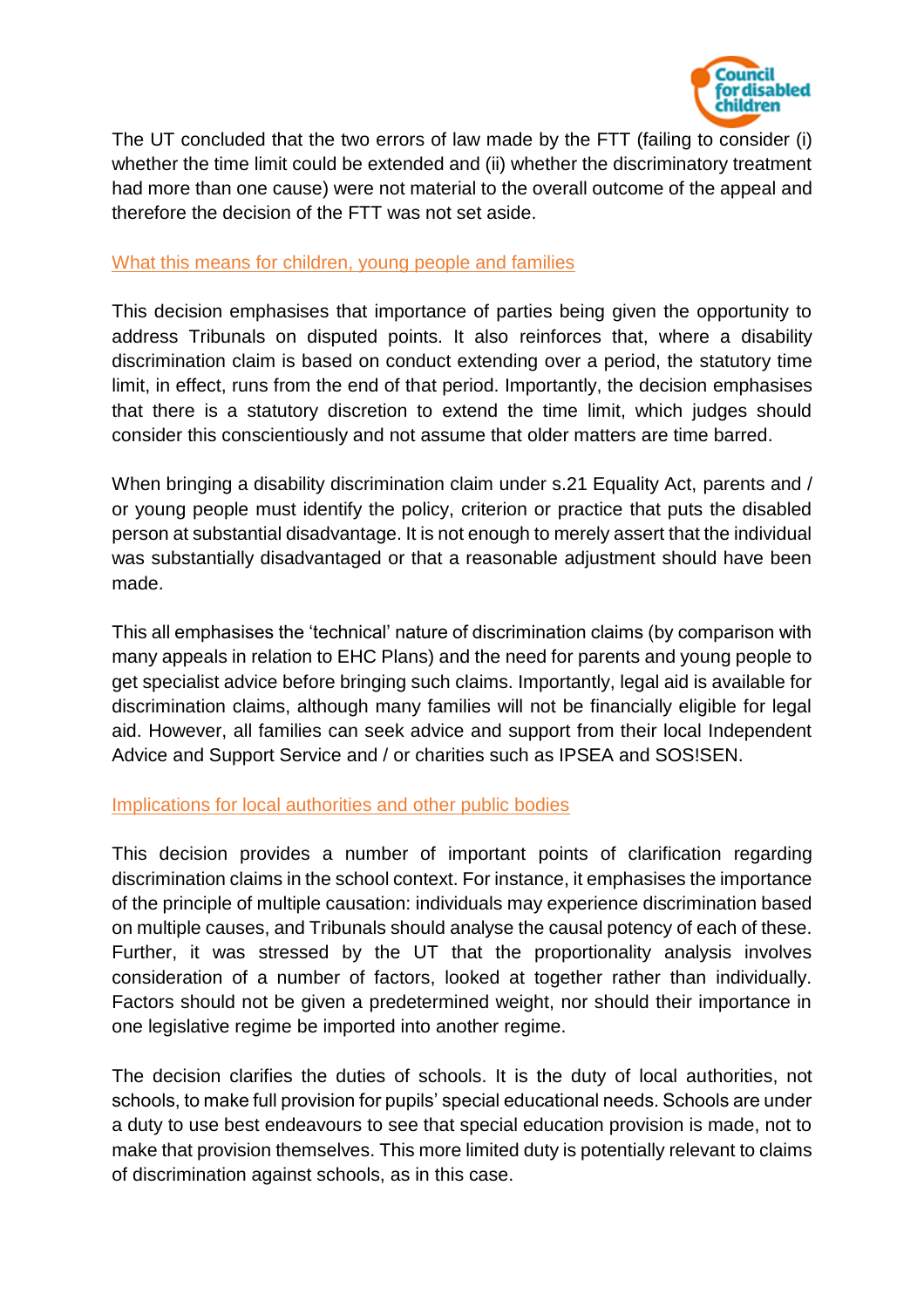The UT concluded that the two errors of law made by the FTT (failing to consider (i) whether the time limit could be extended and (ii) whether the discriminatory treatment had more than one cause) were not material to the overall outcome of the appeal and therefore the decision of the FTT was not set aside.

## What this means for children, young people and families

This decision emphasises that importance of parties being given the opportunity to address Tribunals on disputed points. It also reinforces that, where a disability discrimination claim is based on conduct extending over a period, the statutory time limit, in effect, runs from the end of that period. Importantly, the decision emphasises that there is a statutory discretion to extend the time limit, which judges should consider this conscientiously and not assume that older matters are time barred.

When bringing a disability discrimination claim under s.21 Equality Act, parents and / or young people must identify the policy, criterion or practice that puts the disabled person at substantial disadvantage. It is not enough to merely assert that the individual was substantially disadvantaged or that a reasonable adjustment should have been made.

This all emphasises the 'technical' nature of discrimination claims (by comparison with many appeals in relation to EHC Plans) and the need for parents and young people to get specialist advice before bringing such claims. Importantly, legal aid is available for discrimination claims, although many families will not be financially eligible for legal aid. However, all families can seek advice and support from their local Independent Advice and Support Service and / or charities such as IPSEA and SOS!SEN.

## Implications for local authorities and other public bodies

This decision provides a number of important points of clarification regarding discrimination claims in the school context. For instance, it emphasises the importance of the principle of multiple causation: individuals may experience discrimination based on multiple causes, and Tribunals should analyse the causal potency of each of these. Further, it was stressed by the UT that the proportionality analysis involves consideration of a number of factors, looked at together rather than individually. Factors should not be given a predetermined weight, nor should their importance in one legislative regime be imported into another regime.

The decision clarifies the duties of schools. It is the duty of local authorities, not schools, to make full provision for pupils' special educational needs. Schools are under a duty to use best endeavours to see that special education provision is made, not to make that provision themselves. This more limited duty is potentially relevant to claims of discrimination against schools, as in this case.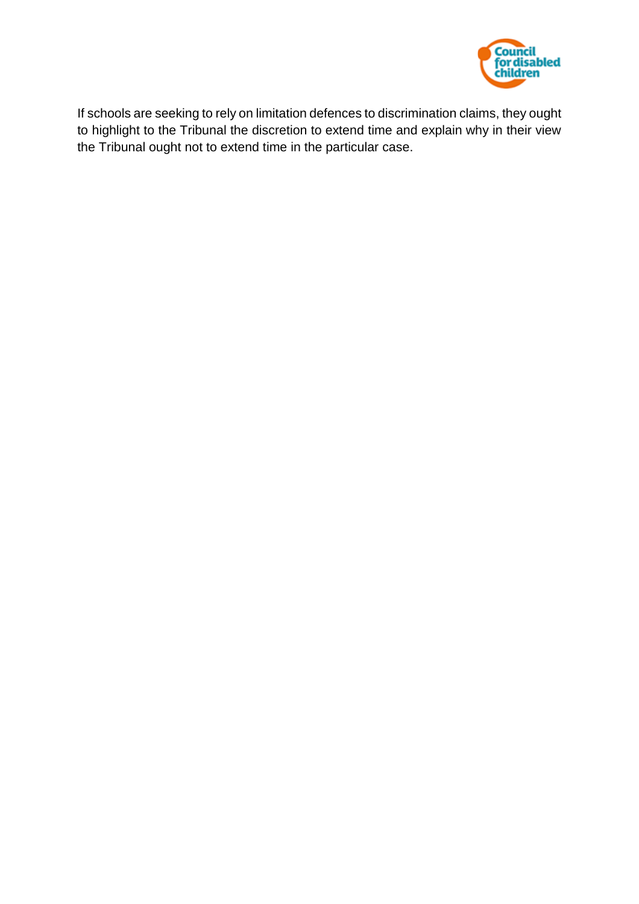If schools are seeking to rely on limitation defences to discrimination claims, they ought to highlight to the Tribunal the discretion to extend time and explain why in their view the Tribunal ought not to extend time in the particular case.